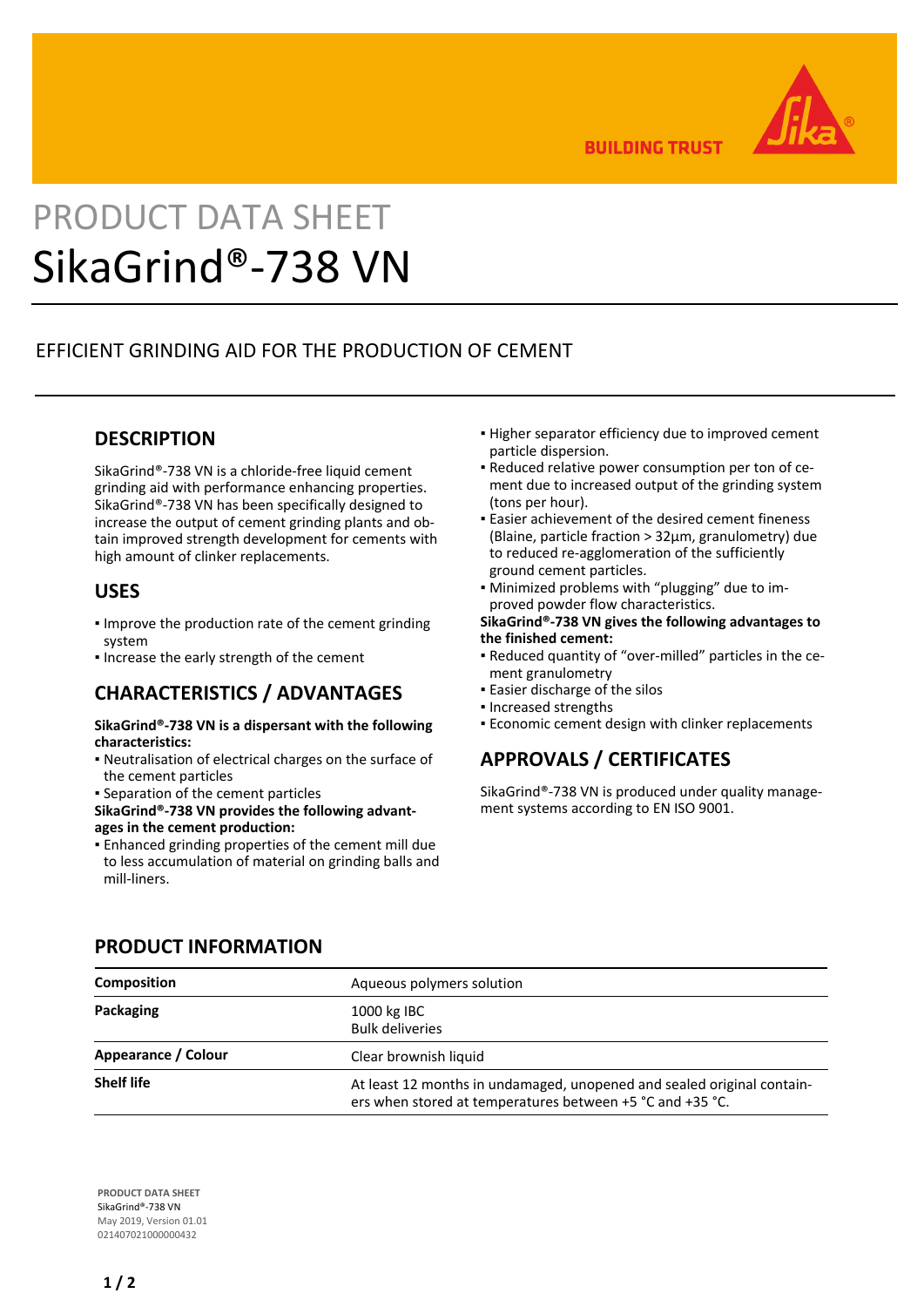PRODUCT DATA SHEET

# SikaGrind®-738 VN

EFFICIENT GRINDING AID FOR THE PRODUCTION OF CEMENT

## DESCRIPTION

SikaGrind®-738 VN is a chloride-free liquid cement grinding aid with performance enhancing properties. SikaGrind®-738 VN has been specifically designed to increase the output of cement grinding plants and obtain improved strength development for cements with high amount of clinker replacements.

## USES

- Improve the production rate of the cement grinding system
- Increase the early strength of the cement

## CHARACTERISTICS / ADVANTAGES

**SikaGrind®-738 VN is a dispersant with the following characteristics:**

- Neutralisation of electrical charges on the surface of the cement particles
- Separation of the cement particles

**SikaGrind®-738 VN provides the following advantages in the cement production:**

- Enhanced grinding properties of the cement mill due to less accumulation of material on grinding balls and mill-liners.
- Higher separator efficiency due to improved cement particle dispersion.
- Reduced relative power consumption per ton of cement due to increased output of the grinding system (tons per hour).
- Easier achievement of the desired cement fineness (Blaine, particle fraction > 32µm, granulometry) due to reduced re-agglomeration of the sufficiently ground cement particles.
- Minimized problems with "plugging" due to improved powder flow characteristics.

**SikaGrind®-738 VN gives the following advantages to the finished cement:**

- Reduced quantity of "over-milled" particles in the cement granulometry
- Easier discharge of the silos
- Increased strengths
- Economic cement design with clinker replacements

## APPROVALS / CERTIFICATES

SikaGrind®-738 VN is produced under quality management systems according to EN ISO 9001.

## PRODUCT INFORMATION

| | |
|---|---|
| **Composition** | Aqueous polymers solution |
| **Packaging** | 1000 kg IBC<br>Bulk deliveries |
| **Appearance / Colour** | Clear brownish liquid |
| **Shelf life** | At least 12 months in undamaged, unopened and sealed original containers when stored at temperatures between +5 °C and +35 °C. |

**PRODUCT DATA SHEET**
SikaGrind®-738 VN
May 2019, Version 01.01
021407021000000432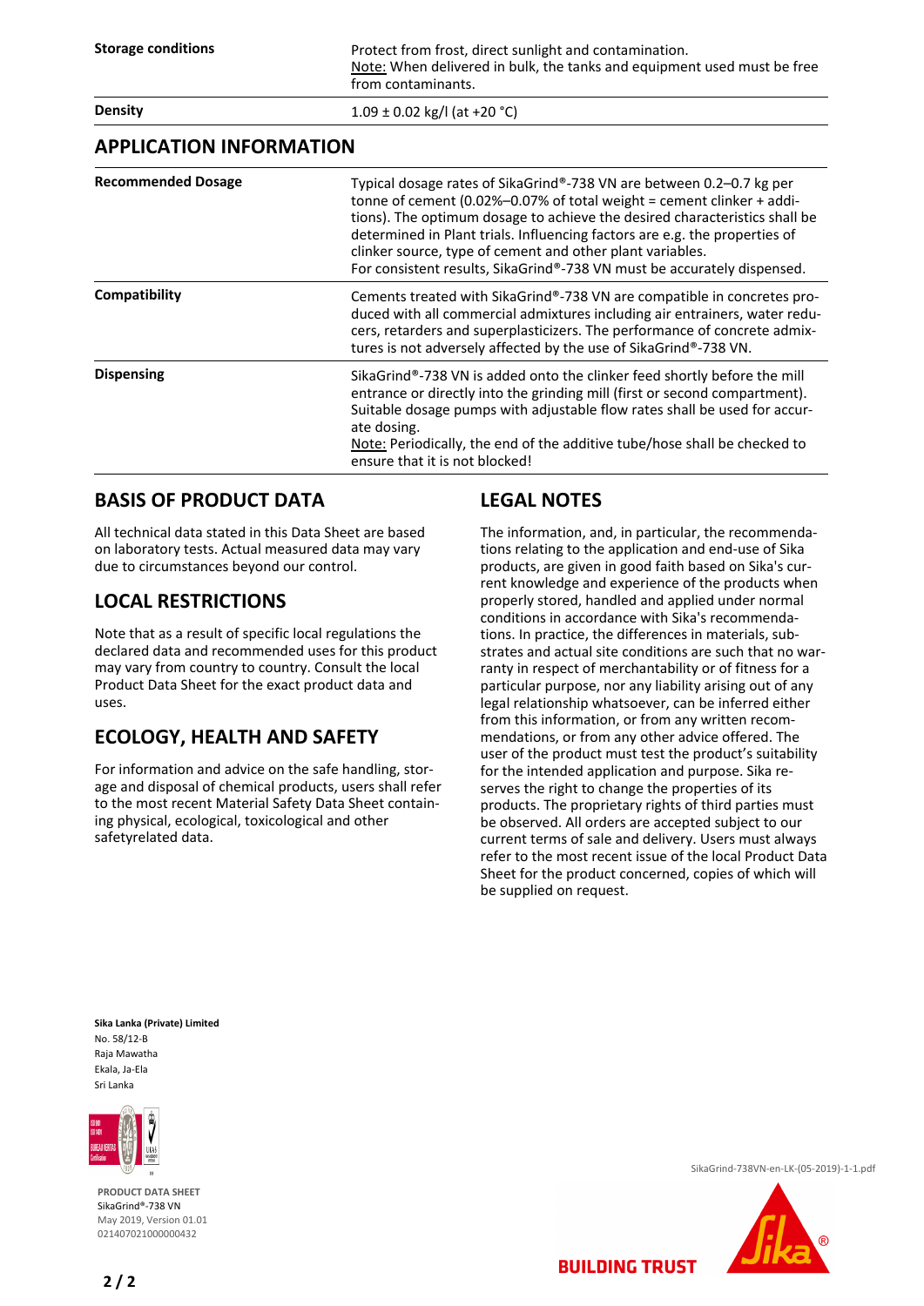| | |
|---|---|
| **Storage conditions** | Protect from frost, direct sunlight and contamination. Note: When delivered in bulk, the tanks and equipment used must be free from contaminants. |
| **Density** | 1.09 ± 0.02 kg/l (at +20 °C) |

## APPLICATION INFORMATION

| | |
|---|---|
| **Recommended Dosage** | Typical dosage rates of SikaGrind®-738 VN are between 0.2–0.7 kg per tonne of cement (0.02%–0.07% of total weight = cement clinker + additions). The optimum dosage to achieve the desired characteristics shall be determined in Plant trials. Influencing factors are e.g. the properties of clinker source, type of cement and other plant variables. For consistent results, SikaGrind®-738 VN must be accurately dispensed. |
| **Compatibility** | Cements treated with SikaGrind®-738 VN are compatible in concretes produced with all commercial admixtures including air entrainers, water reducers, retarders and superplasticizers. The performance of concrete admixtures is not adversely affected by the use of SikaGrind®-738 VN. |
| **Dispensing** | SikaGrind®-738 VN is added onto the clinker feed shortly before the mill entrance or directly into the grinding mill (first or second compartment). Suitable dosage pumps with adjustable flow rates shall be used for accurate dosing. Note: Periodically, the end of the additive tube/hose shall be checked to ensure that it is not blocked! |

## BASIS OF PRODUCT DATA

All technical data stated in this Data Sheet are based on laboratory tests. Actual measured data may vary due to circumstances beyond our control.

## LOCAL RESTRICTIONS

Note that as a result of specific local regulations the declared data and recommended uses for this product may vary from country to country. Consult the local Product Data Sheet for the exact product data and uses.

## ECOLOGY, HEALTH AND SAFETY

For information and advice on the safe handling, storage and disposal of chemical products, users shall refer to the most recent Material Safety Data Sheet containing physical, ecological, toxicological and other safetyrelated data.

## LEGAL NOTES

The information, and, in particular, the recommendations relating to the application and end-use of Sika products, are given in good faith based on Sika's current knowledge and experience of the products when properly stored, handled and applied under normal conditions in accordance with Sika's recommendations. In practice, the differences in materials, substrates and actual site conditions are such that no warranty in respect of merchantability or of fitness for a particular purpose, nor any liability arising out of any legal relationship whatsoever, can be inferred either from this information, or from any written recommendations, or from any other advice offered. The user of the product must test the product's suitability for the intended application and purpose. Sika reserves the right to change the properties of its products. The proprietary rights of third parties must be observed. All orders are accepted subject to our current terms of sale and delivery. Users must always refer to the most recent issue of the local Product Data Sheet for the product concerned, copies of which will be supplied on request.

**Sika Lanka (Private) Limited**
No. 58/12-B
Raja Mawatha
Ekala, Ja-Ela
Sri Lanka

**PRODUCT DATA SHEET**
SikaGrind®-738 VN
May 2019, Version 01.01
021407021000000432

SikaGrind-738VN-en-LK-(05-2019)-1-1.pdf

**BUILDING TRUST**